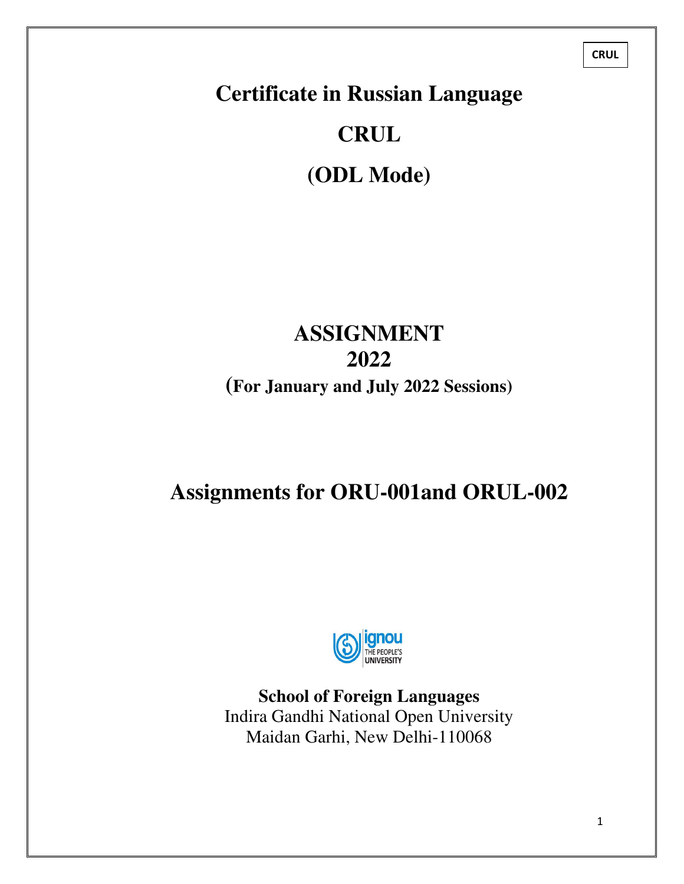CRUL

# Certificate in Russian Language

# CRUL

# (ODL Mode)

# ASSIGNMENT
# 2022
## (For January and July 2022 Sessions)

# Assignments for ORU-001and ORUL-002

**School of Foreign Languages**
Indira Gandhi National Open University
Maidan Garhi, New Delhi-110068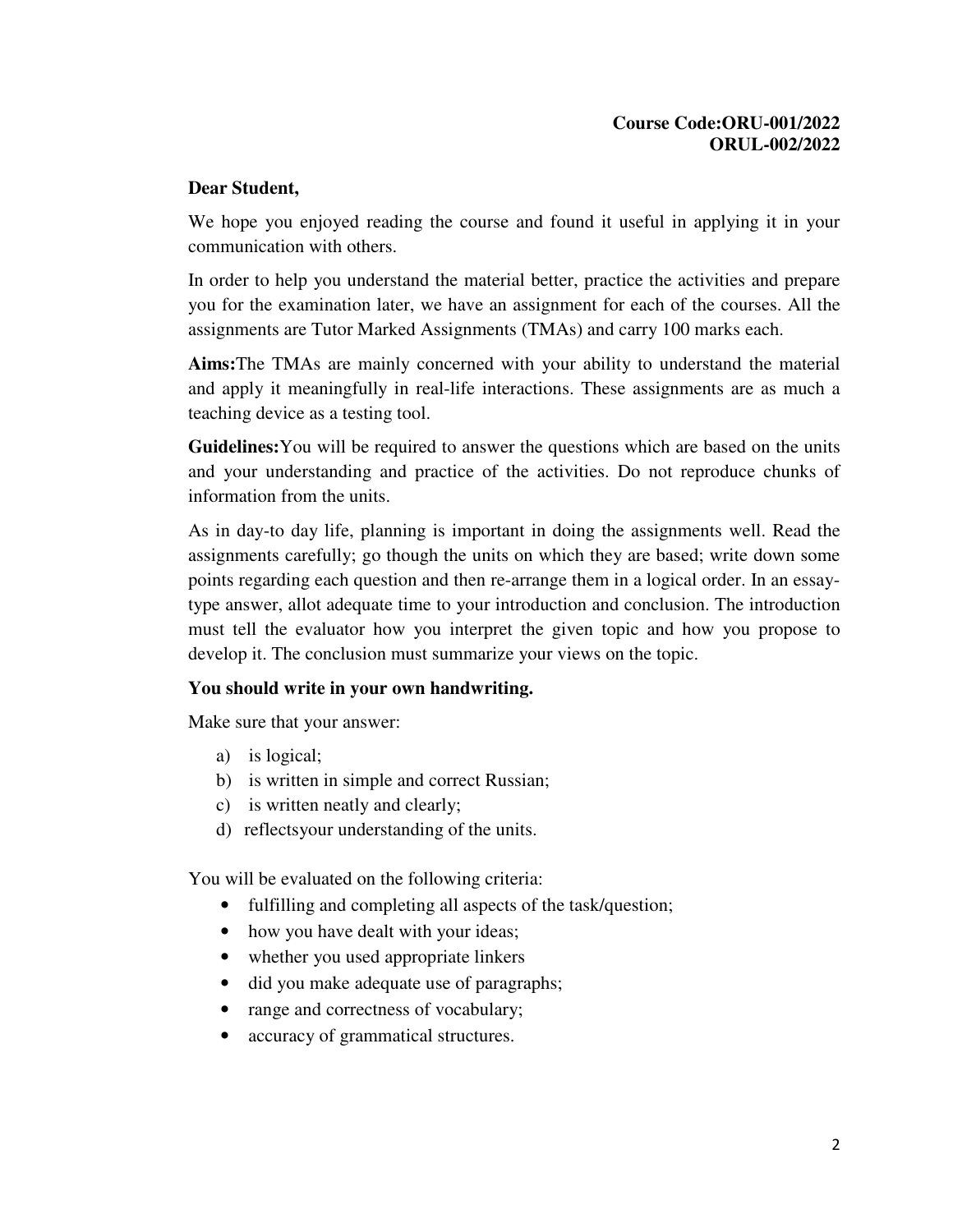**Course Code:ORU-001/2022**
**ORUL-002/2022**

**Dear Student,**

We hope you enjoyed reading the course and found it useful in applying it in your communication with others.

In order to help you understand the material better, practice the activities and prepare you for the examination later, we have an assignment for each of the courses. All the assignments are Tutor Marked Assignments (TMAs) and carry 100 marks each.

**Aims:**The TMAs are mainly concerned with your ability to understand the material and apply it meaningfully in real-life interactions. These assignments are as much a teaching device as a testing tool.

**Guidelines:**You will be required to answer the questions which are based on the units and your understanding and practice of the activities. Do not reproduce chunks of information from the units.

As in day-to day life, planning is important in doing the assignments well. Read the assignments carefully; go though the units on which they are based; write down some points regarding each question and then re-arrange them in a logical order. In an essay-type answer, allot adequate time to your introduction and conclusion. The introduction must tell the evaluator how you interpret the given topic and how you propose to develop it. The conclusion must summarize your views on the topic.

**You should write in your own handwriting.**

Make sure that your answer:

a) is logical;
b) is written in simple and correct Russian;
c) is written neatly and clearly;
d) reflectsyour understanding of the units.

You will be evaluated on the following criteria:

- fulfilling and completing all aspects of the task/question;
- how you have dealt with your ideas;
- whether you used appropriate linkers
- did you make adequate use of paragraphs;
- range and correctness of vocabulary;
- accuracy of grammatical structures.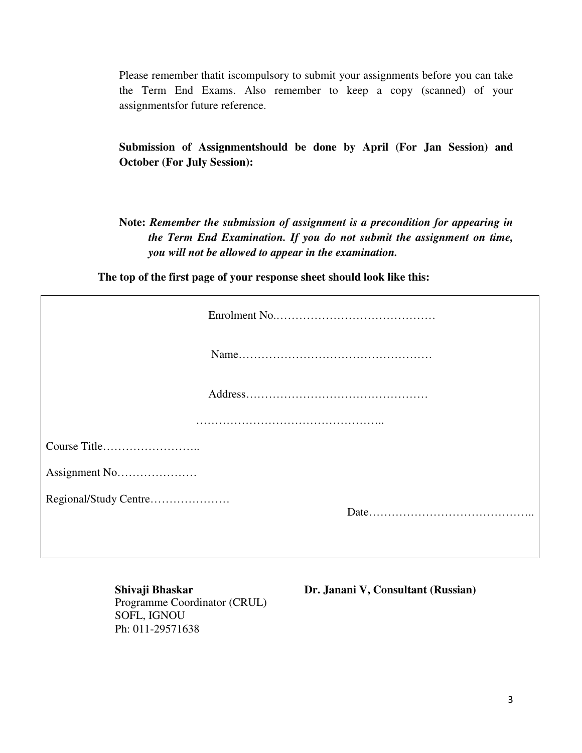Please remember thatit iscompulsory to submit your assignments before you can take the Term End Exams. Also remember to keep a copy (scanned) of your assignmentsfor future reference.

**Submission of Assignmentshould be done by April (For Jan Session) and October (For July Session):**

**Note:** ***Remember the submission of assignment is a precondition for appearing in the Term End Examination. If you do not submit the assignment on time, you will not be allowed to appear in the examination.***

**The top of the first page of your response sheet should look like this:**

```
                    Enrolment No.……………………………………

                    Name……………………………………………

                    Address…………………………………………

                    …………………………………………..

Course Title……………………..

Assignment No…………………

Regional/Study Centre…………………
                                        Date……………………………………..
```

**Shivaji Bhaskar**
Programme Coordinator (CRUL)
SOFL, IGNOU
Ph: 011-29571638

**Dr. Janani V, Consultant (Russian)**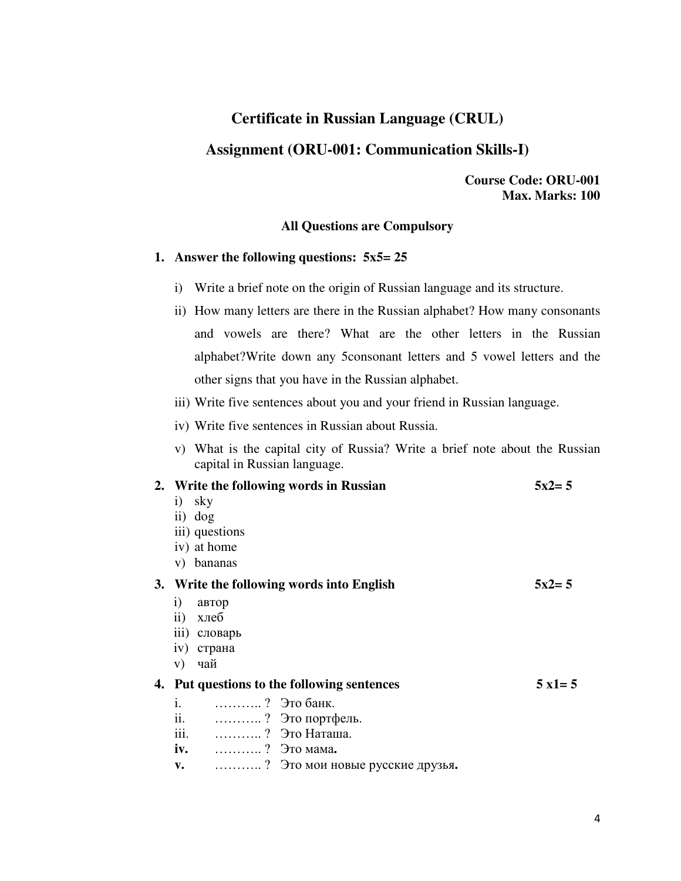# Certificate in Russian Language (CRUL)

## Assignment (ORU-001: Communication Skills-I)

**Course Code: ORU-001**
**Max. Marks: 100**

**All Questions are Compulsory**

1. **Answer the following questions: 5x5= 25**

   i) Write a brief note on the origin of Russian language and its structure.

   ii) How many letters are there in the Russian alphabet? How many consonants and vowels are there? What are the other letters in the Russian alphabet?Write down any 5consonant letters and 5 vowel letters and the other signs that you have in the Russian alphabet.

   iii) Write five sentences about you and your friend in Russian language.

   iv) Write five sentences in Russian about Russia.

   v) What is the capital city of Russia? Write a brief note about the Russian capital in Russian language.

2. **Write the following words in Russian** **5x2= 5**

   i) sky
   ii) dog
   iii) questions
   iv) at home
   v) bananas

3. **Write the following words into English** **5x2= 5**

   i) автор
   ii) хлеб
   iii) словарь
   iv) страна
   v) чай

4. **Put questions to the following sentences** **5 x1= 5**

   i. ……….. ? Это банк.
   ii. ……….. ? Это портфель.
   iii. ……….. ? Это Наташа.
   **iv.** ……….. ? Это мама**.**
   **v.** ……….. ? Это мои новые русские друзья**.**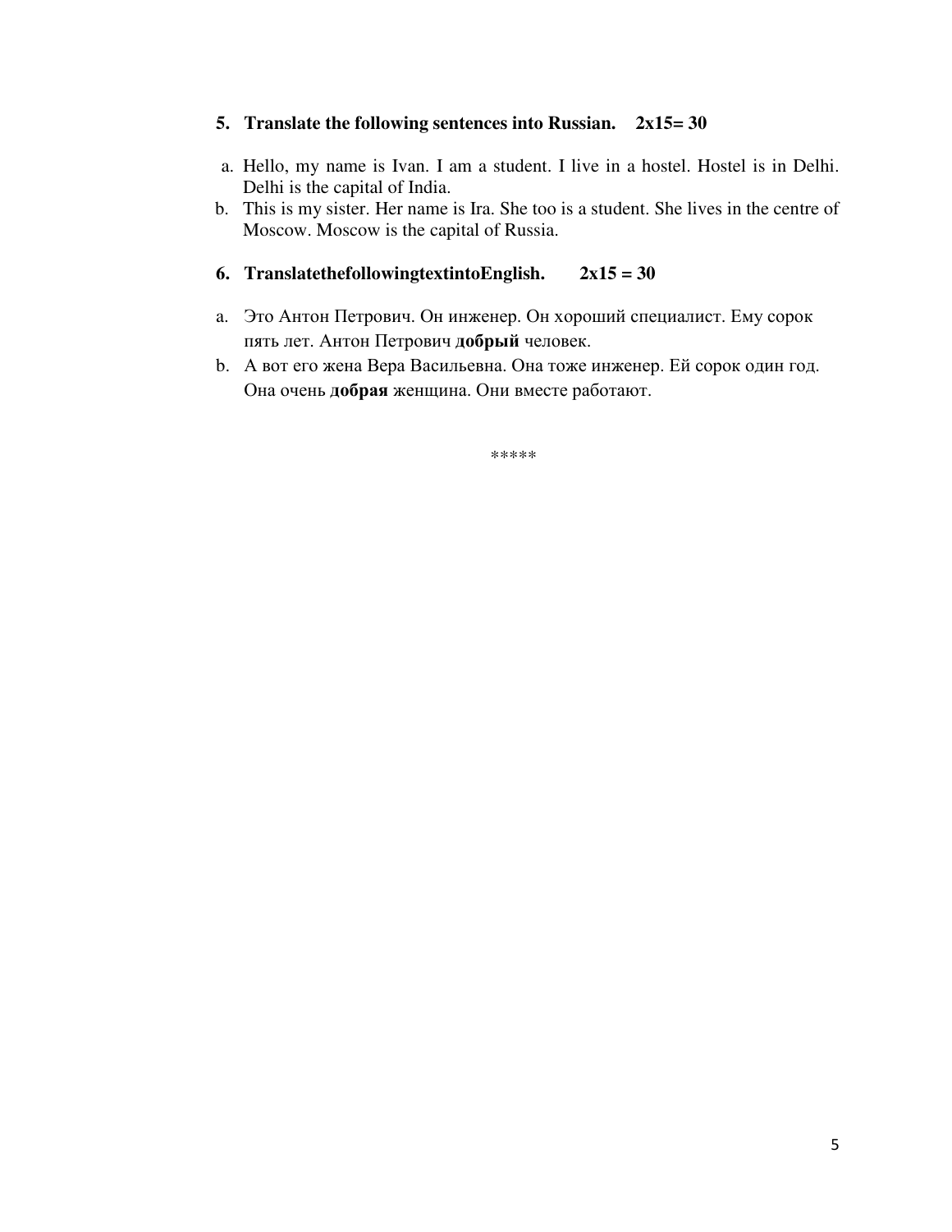**5. Translate the following sentences into Russian. 2x15= 30**

a. Hello, my name is Ivan. I am a student. I live in a hostel. Hostel is in Delhi. Delhi is the capital of India.

b. This is my sister. Her name is Ira. She too is a student. She lives in the centre of Moscow. Moscow is the capital of Russia.

**6. TranslatethefollowingtextintoEnglish. 2x15 = 30**

a. Это Антон Петрович. Он инженер. Он хороший специалист. Ему сорок пять лет. Антон Петрович **добрый** человек.

b. А вот его жена Вера Васильевна. Она тоже инженер. Ей сорок один год. Она очень **добрая** женщина. Они вместе работают.

*****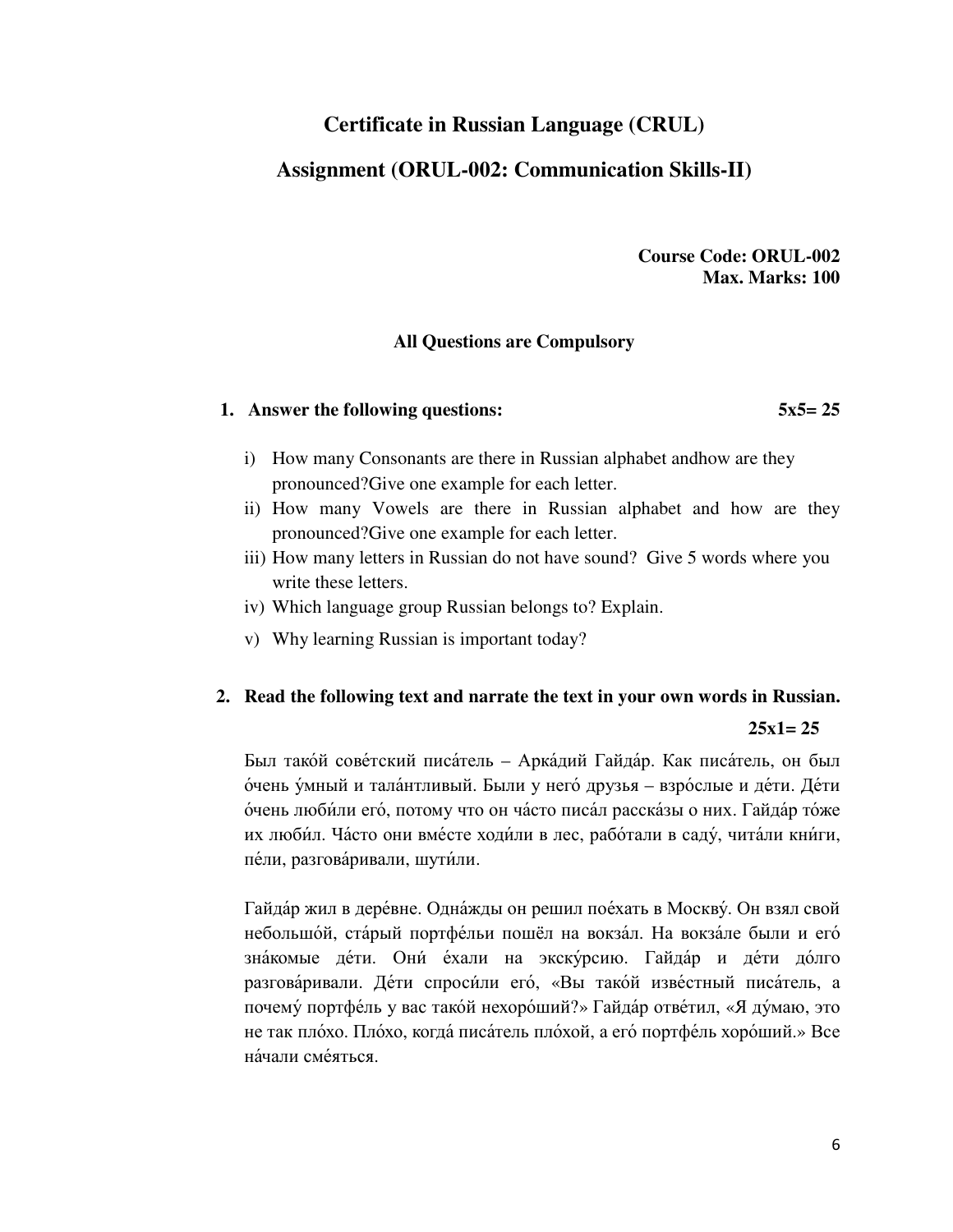## Certificate in Russian Language (CRUL)

## Assignment (ORUL-002: Communication Skills-II)

**Course Code: ORUL-002**
**Max. Marks: 100**

**All Questions are Compulsory**

**1. Answer the following questions: 5x5= 25**

i) How many Consonants are there in Russian alphabet andhow are they pronounced?Give one example for each letter.

ii) How many Vowels are there in Russian alphabet and how are they pronounced?Give one example for each letter.

iii) How many letters in Russian do not have sound? Give 5 words where you write these letters.

iv) Which language group Russian belongs to? Explain.

v) Why learning Russian is important today?

**2. Read the following text and narrate the text in your own words in Russian. 25x1= 25**

Был тако́й сове́тский писа́тель – Арка́дий Гайда́р. Как писа́тель, он был о́чень у́мный и тала́нтливый. Были у него́ друзья – взро́слые и де́ти. Де́ти о́чень люби́ли его́, потому что он ча́сто писа́л расска́зы о них. Гайда́р то́же их люби́л. Ча́сто они вме́сте ходи́ли в лес, рабо́тали в саду́, чита́ли кни́ги, пе́ли, разгова́ривали, шути́ли.

Гайда́р жил в дере́вне. Одна́жды он решил пое́хать в Москву́. Он взял свой небольшо́й, ста́рый портфе́льи пошёл на вокза́л. На вокза́ле были и его́ зна́комые де́ти. Они́ е́хали на экску́рсию. Гайда́р и де́ти до́лго разгова́ривали. Де́ти спроси́ли его́, «Вы тако́й изве́стный писа́тель, а почему́ портфе́ль у вас тако́й нехоро́ший?» Гайда́р отве́тил, «Я ду́маю, это не так пло́хо. Пло́хо, когда́ писа́тель пло́хой, а его́ портфе́ль хоро́ший.» Все на́чали сме́яться.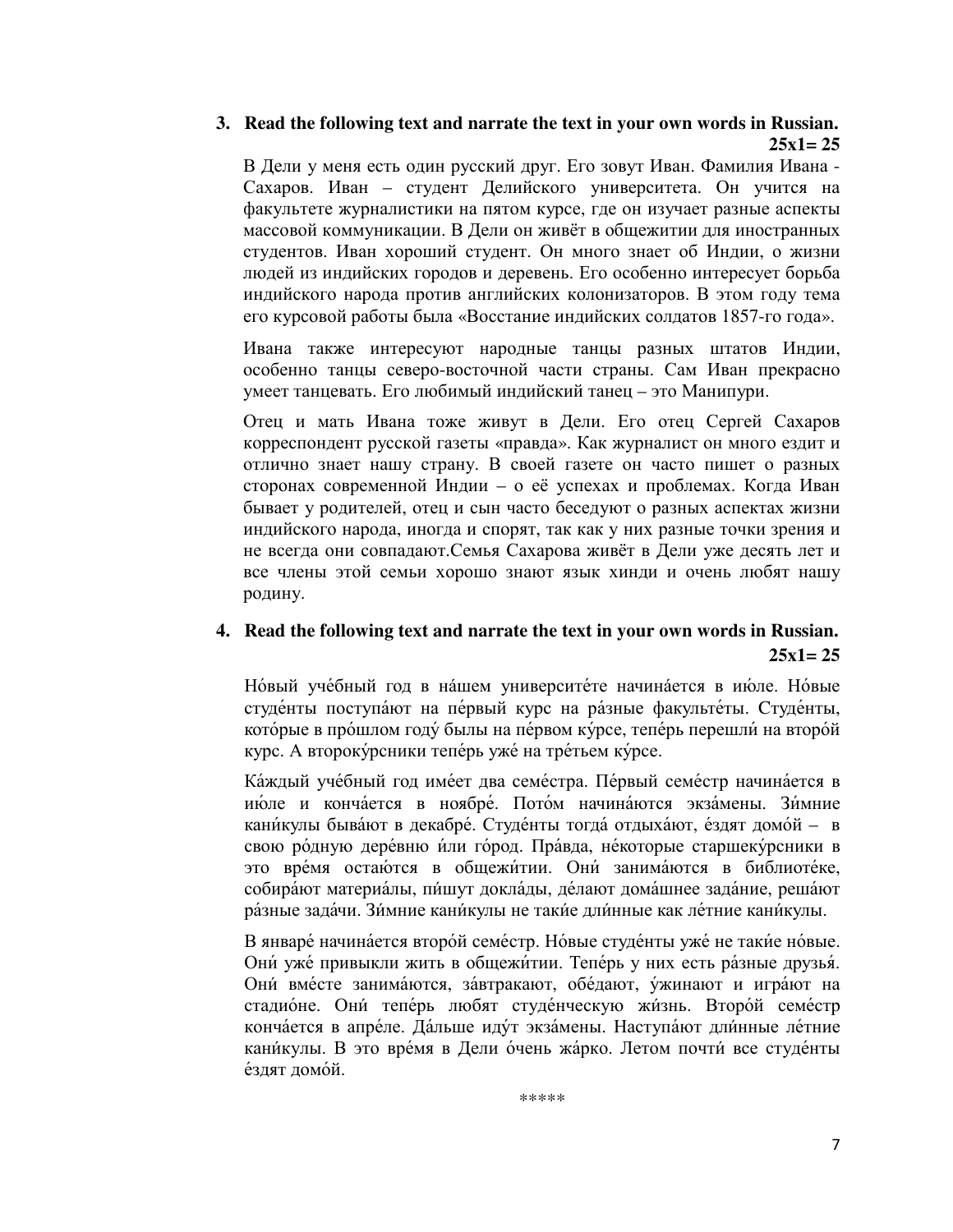**3. Read the following text and narrate the text in your own words in Russian.**
**25x1= 25**

В Дели у меня есть один русский друг. Его зовут Иван. Фамилия Ивана - Сахаров. Иван – студент Делийского университета. Он учится на факультете журналистики на пятом курсе, где он изучает разные аспекты массовой коммуникации. В Дели он живёт в общежитии для иностранных студентов. Иван хороший студент. Он много знает об Индии, о жизни людей из индийских городов и деревень. Его особенно интересует борьба индийского народа против английских колонизаторов. В этом году тема его курсовой работы была «Восстание индийских солдатов 1857-го года».

Ивана также интересуют народные танцы разных штатов Индии, особенно танцы северо-восточной части страны. Сам Иван прекрасно умеет танцевать. Его любимый индийский танец – это Манипури.

Отец и мать Ивана тоже живут в Дели. Его отец Сергей Сахаров корреспондент русской газеты «правда». Как журналист он много ездит и отлично знает нашу страну. В своей газете он часто пишет о разных сторонах современной Индии – о её успехах и проблемах. Когда Иван бывает у родителей, отец и сын часто беседуют о разных аспектах жизни индийского народа, иногда и спорят, так как у них разные точки зрения и не всегда они совпадают.Семья Сахарова живёт в Дели уже десять лет и все члены этой семьи хорошо знают язык хинди и очень любят нашу родину.

**4. Read the following text and narrate the text in your own words in Russian.**
**25x1= 25**

Но́вый уче́бный год в на́шем университе́те начина́ется в ию́ле. Но́вые студе́нты поступа́ют на пе́рвый курс на ра́зные факульте́ты. Студе́нты, кото́рые в про́шлом году́ былы на пе́рвом ку́рсе, тепе́рь перешли́ на второ́й курс. А второку́рсники тепе́рь уже́ на тре́тьем ку́рсе.

Ка́ждый уче́бный год име́ет два семе́стра. Пе́рвый семе́стр начина́ется в ию́ле и конча́ется в ноябре́. Пото́м начина́ются экза́мены. Зи́мние кани́кулы быва́ют в декабре́. Студе́нты тогда́ отдыха́ют, е́здят домо́й – в свою ро́дную дере́вню и́ли го́род. Пра́вда, не́которые старшеку́рсники в это вре́мя остаю́тся в общежи́тии. Они́ занима́ются в библиоте́ке, собира́ют материа́лы, пи́шут докла́ды, де́лают дома́шнее зада́ние, реша́ют ра́зные зада́чи. Зи́мние кани́кулы не таки́е дли́нные как ле́тние кани́кулы.

В январе́ начина́ется второ́й семе́стр. Но́вые студе́нты уже́ не таки́е но́вые. Они́ уже́ привыкли жить в общежи́тии. Тепе́рь у них есть ра́зные друзья́. Они́ вме́сте занима́ются, за́втракают, обе́дают, у́жинают и игра́ют на стадио́не. Они́ тепе́рь любят студе́нческую жи́знь. Второ́й семе́стр конча́ется в апре́ле. Да́льше иду́т экза́мены. Наступа́ют дли́нные ле́тние кани́кулы. В это вре́мя в Дели о́чень жа́рко. Летом почти́ все студе́нты е́здят домо́й.

\*\*\*\*\*